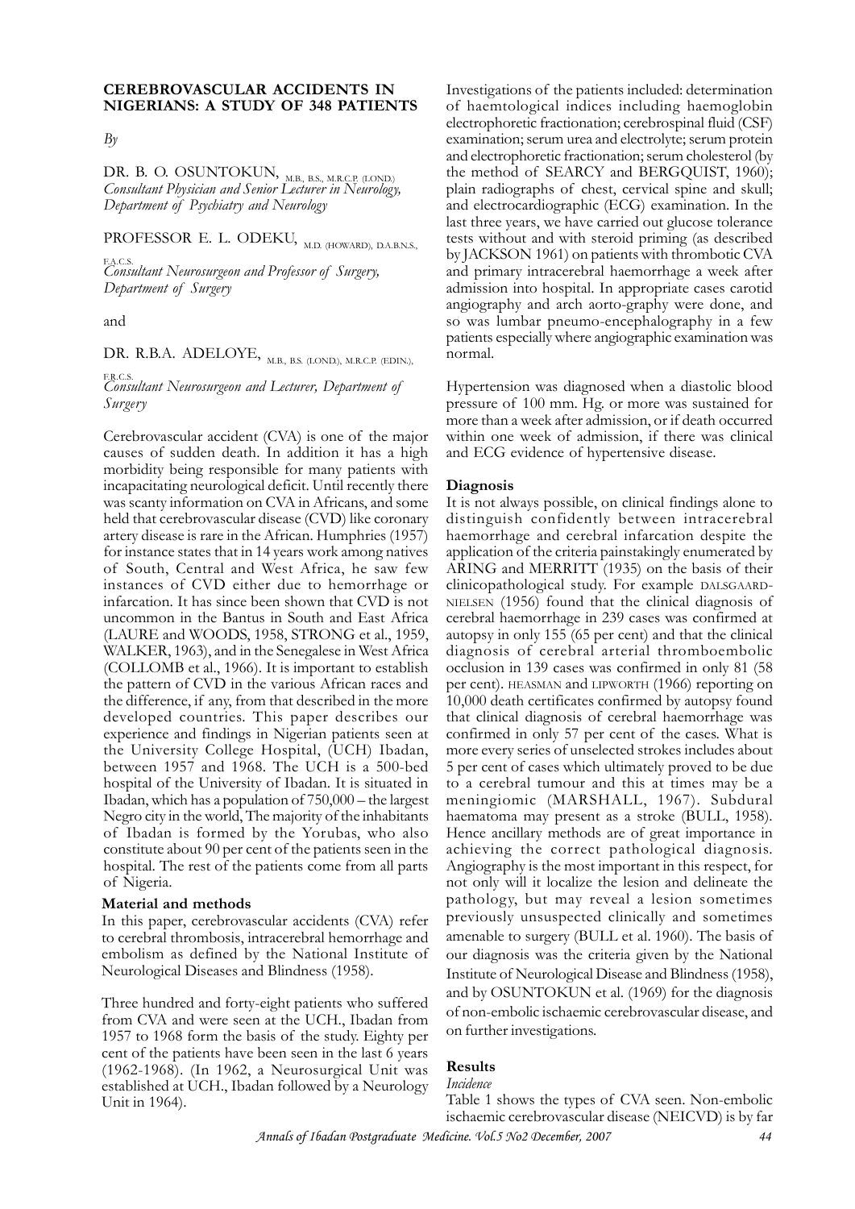## CEREBROVASCULAR ACCIDENTS IN NIGERIANS: A STUDY OF 348 PATIENTS

*By*

DR. B. O. OSUNTOKUN, M.B., B.S., M.R.C.P. (LOND.)
*Consultant Physician and Senior Lecturer in Neurology, Department of Psychiatry and Neurology*

PROFESSOR E. L. ODEKU, M.D. (HOWARD), D.A.B.N.S., F.A.C.S.
*Consultant Neurosurgeon and Professor of Surgery, Department of Surgery*

and

DR. R.B.A. ADELOYE, M.B., B.S. (LOND.), M.R.C.P. (EDIN.), F.R.C.S.
*Consultant Neurosurgeon and Lecturer, Department of Surgery*

Cerebrovascular accident (CVA) is one of the major causes of sudden death. In addition it has a high morbidity being responsible for many patients with incapacitating neurological deficit. Until recently there was scanty information on CVA in Africans, and some held that cerebrovascular disease (CVD) like coronary artery disease is rare in the African. Humphries (1957) for instance states that in 14 years work among natives of South, Central and West Africa, he saw few instances of CVD either due to hemorrhage or infarction. It has since been shown that CVD is not uncommon in the Bantus in South and East Africa (LAURE and WOODS, 1958, STRONG et al., 1959, WALKER, 1963), and in the Senegalese in West Africa (COLLOMB et al., 1966). It is important to establish the pattern of CVD in the various African races and the difference, if any, from that described in the more developed countries. This paper describes our experience and findings in Nigerian patients seen at the University College Hospital, (UCH) Ibadan, between 1957 and 1968. The UCH is a 500-bed hospital of the University of Ibadan. It is situated in Ibadan, which has a population of 750,000 – the largest Negro city in the world, The majority of the inhabitants of Ibadan is formed by the Yorubas, who also constitute about 90 per cent of the patients seen in the hospital. The rest of the patients come from all parts of Nigeria.

### Material and methods

In this paper, cerebrovascular accidents (CVA) refer to cerebral thrombosis, intracerebral hemorrhage and embolism as defined by the National Institute of Neurological Diseases and Blindness (1958).

Three hundred and forty-eight patients who suffered from CVA and were seen at the UCH., Ibadan from 1957 to 1968 form the basis of the study. Eighty per cent of the patients have been seen in the last 6 years (1962-1968). (In 1962, a Neurosurgical Unit was established at UCH., Ibadan followed by a Neurology Unit in 1964).

Investigations of the patients included: determination of haemtological indices including haemoglobin electrophoretic fractionation; cerebrospinal fluid (CSF) examination; serum urea and electrolyte; serum protein and electrophoretic fractionation; serum cholesterol (by the method of SEARCY and BERGQUIST, 1960); plain radiographs of chest, cervical spine and skull; and electrocardiographic (ECG) examination. In the last three years, we have carried out glucose tolerance tests without and with steroid priming (as described by JACKSON 1961) on patients with thrombotic CVA and primary intracerebral haemorrhage a week after admission into hospital. In appropriate cases carotid angiography and arch aorto-graphy were done, and so was lumbar pneumo-encephalography in a few patients especially where angiographic examination was normal.

Hypertension was diagnosed when a diastolic blood pressure of 100 mm. Hg. or more was sustained for more than a week after admission, or if death occurred within one week of admission, if there was clinical and ECG evidence of hypertensive disease.

### Diagnosis

It is not always possible, on clinical findings alone to distinguish confidently between intracerebral haemorrhage and cerebral infarction despite the application of the criteria painstakingly enumerated by ARING and MERRITT (1935) on the basis of their clinicopathological study. For example DALSGAARD-NIELSEN (1956) found that the clinical diagnosis of cerebral haemorrhage in 239 cases was confirmed at autopsy in only 155 (65 per cent) and that the clinical diagnosis of cerebral arterial thromboembolic occlusion in 139 cases was confirmed in only 81 (58 per cent). HEASMAN and LIPWORTH (1966) reporting on 10,000 death certificates confirmed by autopsy found that clinical diagnosis of cerebral haemorrhage was confirmed in only 57 per cent of the cases. What is more every series of unselected strokes includes about 5 per cent of cases which ultimately proved to be due to a cerebral tumour and this at times may be a meningiomic (MARSHALL, 1967). Subdural haematoma may present as a stroke (BULL, 1958). Hence ancillary methods are of great importance in achieving the correct pathological diagnosis. Angiography is the most important in this respect, for not only will it localize the lesion and delineate the pathology, but may reveal a lesion sometimes previously unsuspected clinically and sometimes amenable to surgery (BULL et al. 1960). The basis of our diagnosis was the criteria given by the National Institute of Neurological Disease and Blindness (1958), and by OSUNTOKUN et al. (1969) for the diagnosis of non-embolic ischaemic cerebrovascular disease, and on further investigations.

### Results

*Incidence*

Table 1 shows the types of CVA seen. Non-embolic ischaemic cerebrovascular disease (NEICVD) is by far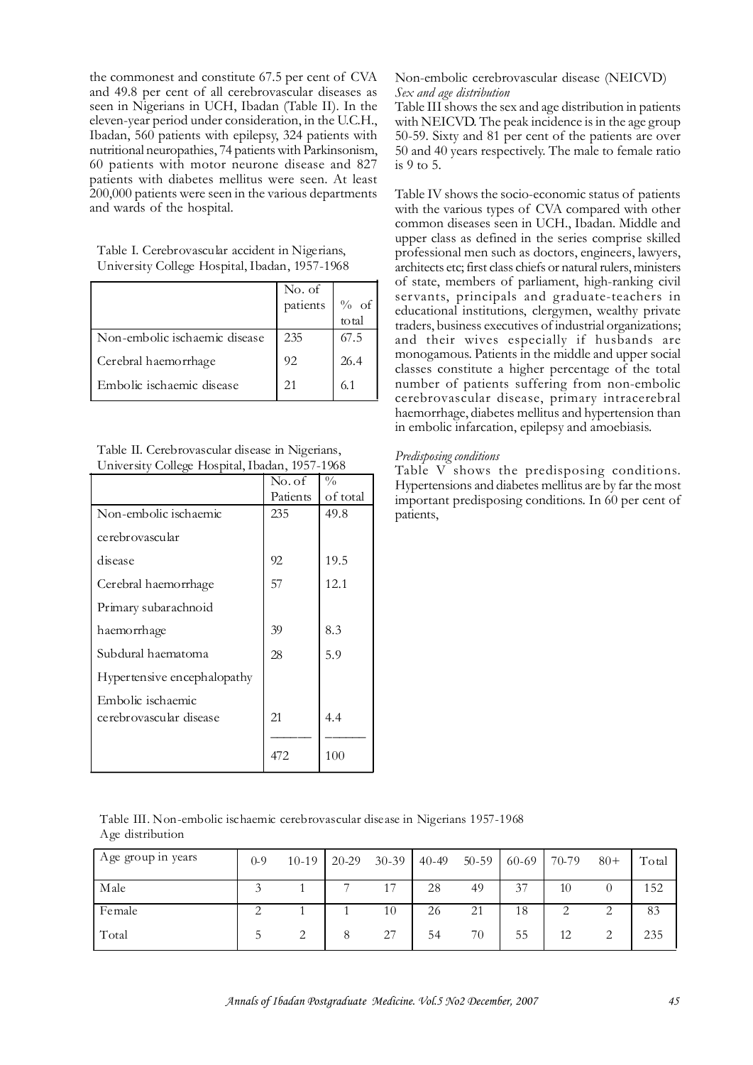the commonest and constitute 67.5 per cent of CVA and 49.8 per cent of all cerebrovascular diseases as seen in Nigerians in UCH, Ibadan (Table II). In the eleven-year period under consideration, in the U.C.H., Ibadan, 560 patients with epilepsy, 324 patients with nutritional neuropathies, 74 patients with Parkinsonism, 60 patients with motor neurone disease and 827 patients with diabetes mellitus were seen. At least 200,000 patients were seen in the various departments and wards of the hospital.

Table I. Cerebrovascular accident in Nigerians, University College Hospital, Ibadan, 1957-1968

| | No. of patients | % of total |
|---|---|---|
| Non-embolic ischaemic disease | 235 | 67.5 |
| Cerebral haemorrhage | 92 | 26.4 |
| Embolic ischaemic disease | 21 | 6.1 |

Table II. Cerebrovascular disease in Nigerians, University College Hospital, Ibadan, 1957-1968

| | No. of Patients | % of total |
|---|---|---|
| Non-embolic ischaemic | 235 | 49.8 |
| cerebrovascular | | |
| disease | 92 | 19.5 |
| Cerebral haemorrhage | 57 | 12.1 |
| Primary subarachnoid | | |
| haemorrhage | 39 | 8.3 |
| Subdural haematoma | 28 | 5.9 |
| Hypertensive encephalopathy | | |
| Embolic ischaemic cerebrovascular disease | 21 | 4.4 |
| | 472 | 100 |

Non-embolic cerebrovascular disease (NEICVD)

*Sex and age distribution*

Table III shows the sex and age distribution in patients with NEICVD. The peak incidence is in the age group 50-59. Sixty and 81 per cent of the patients are over 50 and 40 years respectively. The male to female ratio is 9 to 5.

Table IV shows the socio-economic status of patients with the various types of CVA compared with other common diseases seen in UCH., Ibadan. Middle and upper class as defined in the series comprise skilled professional men such as doctors, engineers, lawyers, architects etc; first class chiefs or natural rulers, ministers of state, members of parliament, high-ranking civil servants, principals and graduate-teachers in educational institutions, clergymen, wealthy private traders, business executives of industrial organizations; and their wives especially if husbands are monogamous. Patients in the middle and upper social classes constitute a higher percentage of the total number of patients suffering from non-embolic cerebrovascular disease, primary intracerebral haemorrhage, diabetes mellitus and hypertension than in embolic infarcation, epilepsy and amoebiasis.

*Predisposing conditions*

Table V shows the predisposing conditions. Hypertensions and diabetes mellitus are by far the most important predisposing conditions. In 60 per cent of patients,

Table III. Non-embolic ischaemic cerebrovascular disease in Nigerians 1957-1968
Age distribution

| Age group in years | 0-9 | 10-19 | 20-29 | 30-39 | 40-49 | 50-59 | 60-69 | 70-79 | 80+ | Total |
|---|---|---|---|---|---|---|---|---|---|---|
| Male | 3 | 1 | 7 | 17 | 28 | 49 | 37 | 10 | 0 | 152 |
| Female | 2 | 1 | 1 | 10 | 26 | 21 | 18 | 2 | 2 | 83 |
| Total | 5 | 2 | 8 | 27 | 54 | 70 | 55 | 12 | 2 | 235 |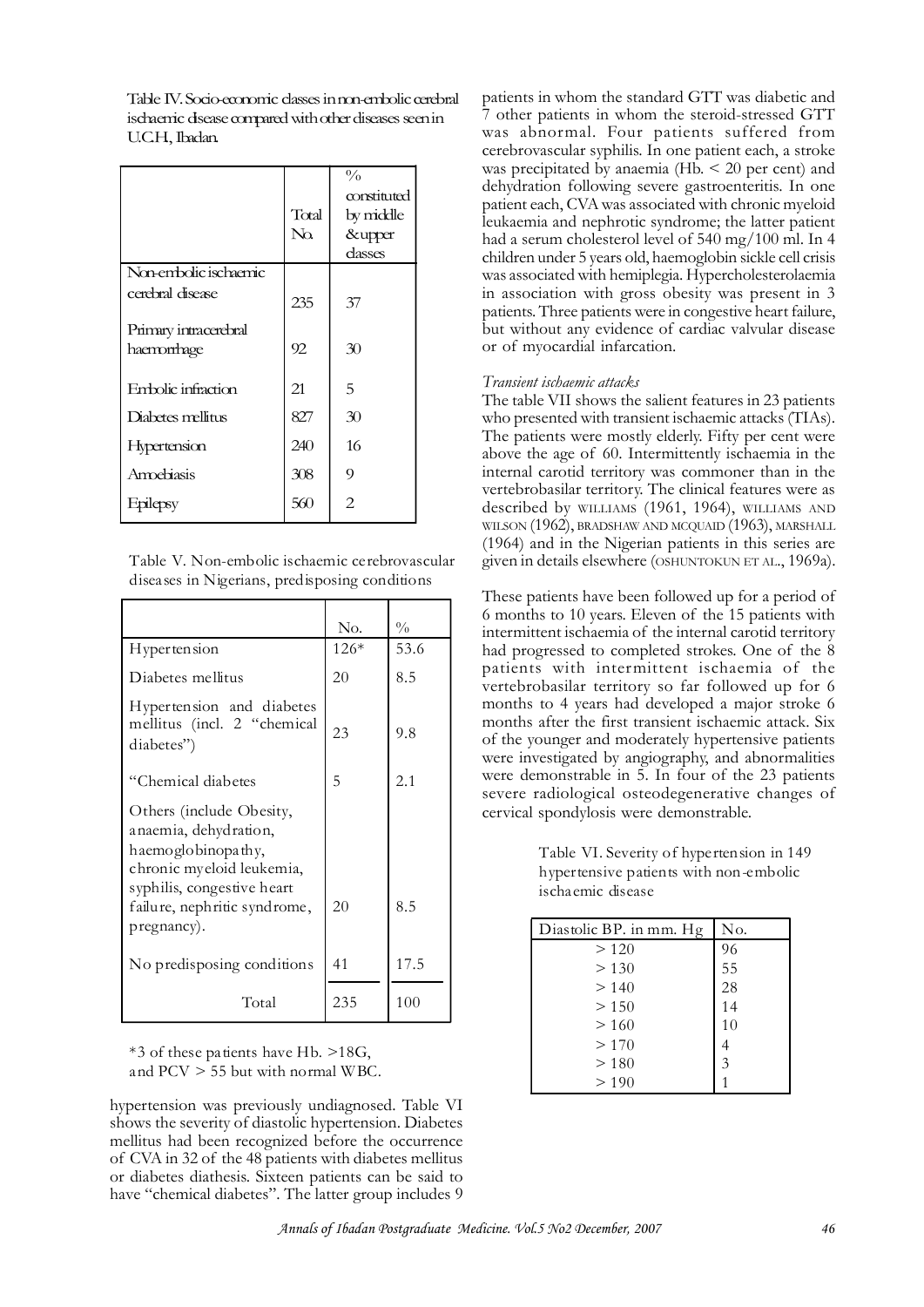Table IV. Socio-economic classes in non-embolic cerebral ischaemic disease compared with other diseases seen in U.C.H, Ibadan.

| | Total No. | % constituted by middle & upper classes |
|---|---|---|
| Non-embolic ischaemic cerebral disease | 235 | 37 |
| Primary intracerebral haemorrhage | 92 | 30 |
| Embolic infraction | 21 | 5 |
| Diabetes mellitus | 827 | 30 |
| Hypertension | 240 | 16 |
| Amoebiasis | 308 | 9 |
| Epilepsy | 560 | 2 |

Table V. Non-embolic ischaemic cerebrovascular diseases in Nigerians, predisposing conditions

| | No. | % |
|---|---|---|
| Hypertension | 126* | 53.6 |
| Diabetes mellitus | 20 | 8.5 |
| Hypertension and diabetes mellitus (incl. 2 "chemical diabetes") | 23 | 9.8 |
| "Chemical diabetes | 5 | 2.1 |
| Others (include Obesity, anaemia, dehydration, haemoglobinopathy, chronic myeloid leukemia, syphilis, congestive heart failure, nephritic syndrome, pregnancy). | 20 | 8.5 |
| No predisposing conditions | 41 | 17.5 |
| Total | 235 | 100 |

*3 of these patients have Hb. >18G, and PCV > 55 but with normal WBC.

hypertension was previously undiagnosed. Table VI shows the severity of diastolic hypertension. Diabetes mellitus had been recognized before the occurrence of CVA in 32 of the 48 patients with diabetes mellitus or diabetes diathesis. Sixteen patients can be said to have "chemical diabetes". The latter group includes 9 patients in whom the standard GTT was diabetic and 7 other patients in whom the steroid-stressed GTT was abnormal. Four patients suffered from cerebrovascular syphilis. In one patient each, a stroke was precipitated by anaemia (Hb. < 20 per cent) and dehydration following severe gastroenteritis. In one patient each, CVA was associated with chronic myeloid leukaemia and nephrotic syndrome; the latter patient had a serum cholesterol level of 540 mg/100 ml. In 4 children under 5 years old, haemoglobin sickle cell crisis was associated with hemiplegia. Hypercholesterolaemia in association with gross obesity was present in 3 patients. Three patients were in congestive heart failure, but without any evidence of cardiac valvular disease or of myocardial infarction.

*Transient ischaemic attacks*

The table VII shows the salient features in 23 patients who presented with transient ischaemic attacks (TIAs). The patients were mostly elderly. Fifty per cent were above the age of 60. Intermittently ischaemia in the internal carotid territory was commoner than in the vertebrobasilar territory. The clinical features were as described by WILLIAMS (1961, 1964), WILLIAMS AND WILSON (1962), BRADSHAW AND MCQUAID (1963), MARSHALL (1964) and in the Nigerian patients in this series are given in details elsewhere (OSHUNTOKUN ET AL., 1969a).

These patients have been followed up for a period of 6 months to 10 years. Eleven of the 15 patients with intermittent ischaemia of the internal carotid territory had progressed to completed strokes. One of the 8 patients with intermittent ischaemia of the vertebrobasilar territory so far followed up for 6 months to 4 years had developed a major stroke 6 months after the first transient ischaemic attack. Six of the younger and moderately hypertensive patients were investigated by angiography, and abnormalities were demonstrable in 5. In four of the 23 patients severe radiological osteodegenerative changes of cervical spondylosis were demonstrable.

Table VI. Severity of hypertension in 149 hypertensive patients with non-embolic ischaemic disease

| Diastolic BP. in mm. Hg | No. |
|---|---|
| > 120 | 96 |
| > 130 | 55 |
| > 140 | 28 |
| > 150 | 14 |
| > 160 | 10 |
| > 170 | 4 |
| > 180 | 3 |
| > 190 | 1 |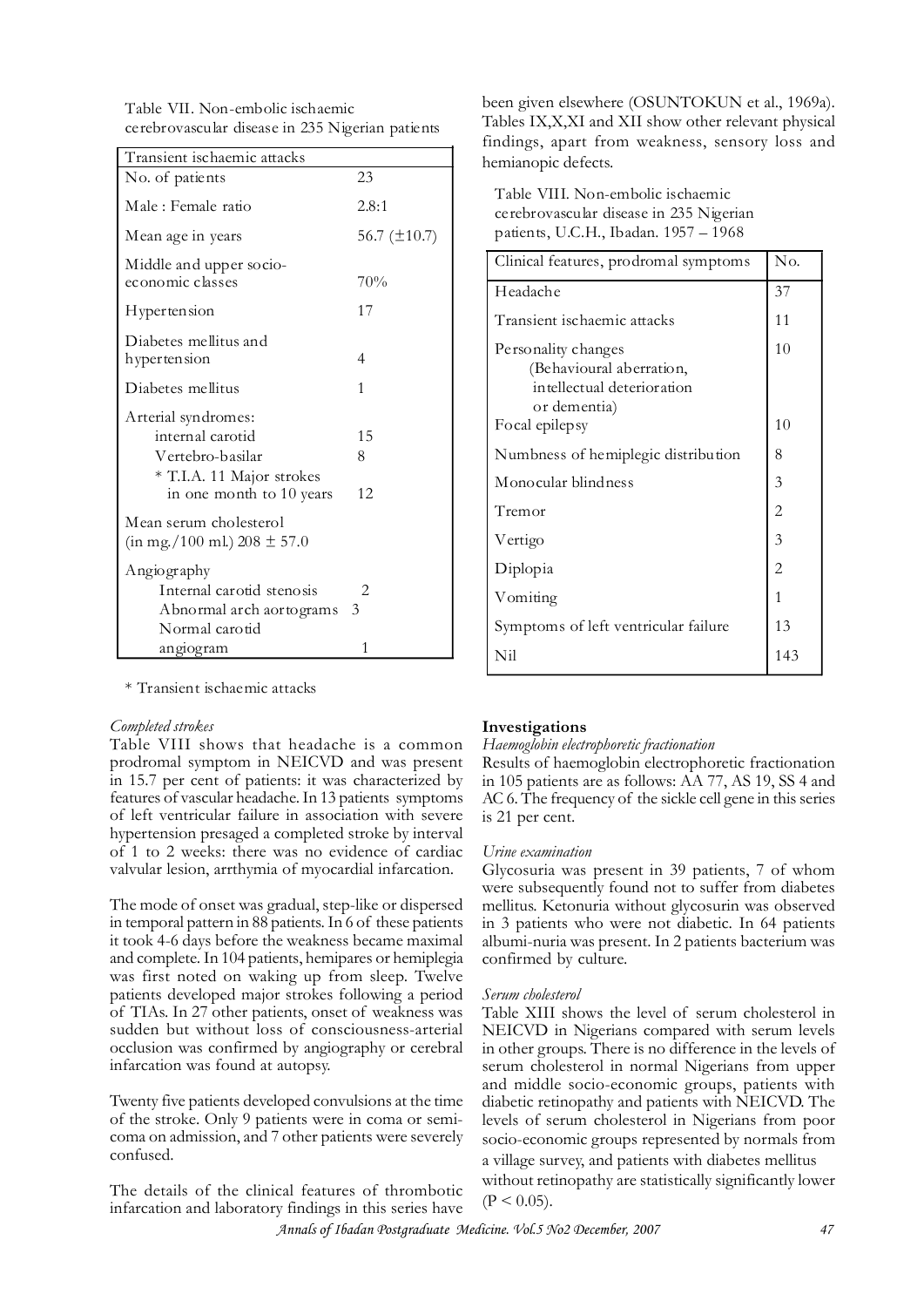Table VII. Non-embolic ischaemic cerebrovascular disease in 235 Nigerian patients

| Transient ischaemic attacks | |
|---|---|
| No. of patients | 23 |
| Male : Female ratio | 2.8:1 |
| Mean age in years | 56.7 (±10.7) |
| Middle and upper socio-economic classes | 70% |
| Hypertension | 17 |
| Diabetes mellitus and hypertension | 4 |
| Diabetes mellitus | 1 |
| Arterial syndromes: | |
| internal carotid | 15 |
| Vertebro-basilar | 8 |
| * T.I.A. 11 Major strokes in one month to 10 years | 12 |
| Mean serum cholesterol (in mg./100 ml.) 208 ± 57.0 | |
| Angiography | |
| Internal carotid stenosis | 2 |
| Abnormal arch aortograms | 3 |
| Normal carotid angiogram | 1 |

* Transient ischaemic attacks

*Completed strokes*

Table VIII shows that headache is a common prodromal symptom in NEICVD and was present in 15.7 per cent of patients: it was characterized by features of vascular headache. In 13 patients symptoms of left ventricular failure in association with severe hypertension presaged a completed stroke by interval of 1 to 2 weeks: there was no evidence of cardiac valvular lesion, arrthymia of myocardial infarcation.

The mode of onset was gradual, step-like or dispersed in temporal pattern in 88 patients. In 6 of these patients it took 4-6 days before the weakness became maximal and complete. In 104 patients, hemipares or hemiplegia was first noted on waking up from sleep. Twelve patients developed major strokes following a period of TIAs. In 27 other patients, onset of weakness was sudden but without loss of consciousness-arterial occlusion was confirmed by angiography or cerebral infarcation was found at autopsy.

Twenty five patients developed convulsions at the time of the stroke. Only 9 patients were in coma or semi-coma on admission, and 7 other patients were severely confused.

The details of the clinical features of thrombotic infarcation and laboratory findings in this series have been given elsewhere (OSUNTOKUN et al., 1969a). Tables IX,X,XI and XII show other relevant physical findings, apart from weakness, sensory loss and hemianopic defects.

Table VIII. Non-embolic ischaemic cerebrovascular disease in 235 Nigerian patients, U.C.H., Ibadan. 1957 – 1968

| Clinical features, prodromal symptoms | No. |
|---|---|
| Headache | 37 |
| Transient ischaemic attacks | 11 |
| Personality changes (Behavioural aberration, intellectual deterioration or dementia) | 10 |
| Focal epilepsy | 10 |
| Numbness of hemiplegic distribution | 8 |
| Monocular blindness | 3 |
| Tremor | 2 |
| Vertigo | 3 |
| Diplopia | 2 |
| Vomiting | 1 |
| Symptoms of left ventricular failure | 13 |
| Nil | 143 |

## Investigations

*Haemoglobin electrophoretic fractionation*

Results of haemoglobin electrophoretic fractionation in 105 patients are as follows: AA 77, AS 19, SS 4 and AC 6. The frequency of the sickle cell gene in this series is 21 per cent.

*Urine examination*

Glycosuria was present in 39 patients, 7 of whom were subsequently found not to suffer from diabetes mellitus. Ketonuria without glycosurin was observed in 3 patients who were not diabetic. In 64 patients albumi-nuria was present. In 2 patients bacterium was confirmed by culture.

*Serum cholesterol*

Table XIII shows the level of serum cholesterol in NEICVD in Nigerians compared with serum levels in other groups. There is no difference in the levels of serum cholesterol in normal Nigerians from upper and middle socio-economic groups, patients with diabetic retinopathy and patients with NEICVD. The levels of serum cholesterol in Nigerians from poor socio-economic groups represented by normals from a village survey, and patients with diabetes mellitus without retinopathy are statistically significantly lower ($P < 0.05$).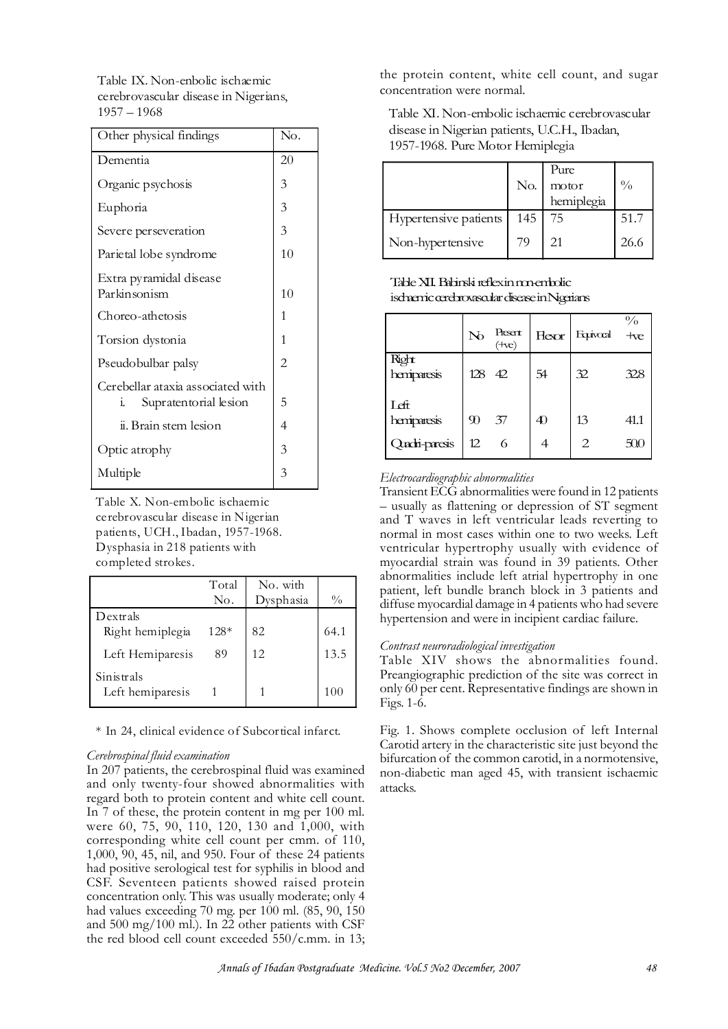Table IX. Non-enbolic ischaemic cerebrovascular disease in Nigerians, 1957 – 1968

| Other physical findings | No. |
|---|---|
| Dementia | 20 |
| Organic psychosis | 3 |
| Euphoria | 3 |
| Severe perseveration | 3 |
| Parietal lobe syndrome | 10 |
| Extra pyramidal disease Parkinsonism | 10 |
| Choreo-athetosis | 1 |
| Torsion dystonia | 1 |
| Pseudobulbar palsy | 2 |
| Cerebellar ataxia associated with i. Supratentorial lesion | 5 |
| ii. Brain stem lesion | 4 |
| Optic atrophy | 3 |
| Multiple | 3 |

Table X. Non-embolic ischaemic cerebrovascular disease in Nigerian patients, UCH., Ibadan, 1957-1968. Dysphasia in 218 patients with completed strokes.

| | Total No. | No. with Dysphasia | % |
|---|---|---|---|
| Dextrals | | | |
| Right hemiplegia | 128* | 82 | 64.1 |
| Left Hemiparesis | 89 | 12 | 13.5 |
| Sinistrals | | | |
| Left hemiparesis | 1 | 1 | 100 |

\* In 24, clinical evidence of Subcortical infarct.

*Cerebrospinal fluid examination*

In 207 patients, the cerebrospinal fluid was examined and only twenty-four showed abnormalities with regard both to protein content and white cell count. In 7 of these, the protein content in mg per 100 ml. were 60, 75, 90, 110, 120, 130 and 1,000, with corresponding white cell count per cmm. of 110, 1,000, 90, 45, nil, and 950. Four of these 24 patients had positive serological test for syphilis in blood and CSF. Seventeen patients showed raised protein concentration only. This was usually moderate; only 4 had values exceeding 70 mg. per 100 ml. (85, 90, 150 and 500 mg/100 ml.). In 22 other patients with CSF the red blood cell count exceeded 550/c.mm. in 13; the protein content, white cell count, and sugar concentration were normal.

Table XI. Non-embolic ischaemic cerebrovascular disease in Nigerian patients, U.C.H., Ibadan, 1957-1968. Pure Motor Hemiplegia

| | No. | Pure motor hemiplegia | % |
|---|---|---|---|
| Hypertensive patients | 145 | 75 | 51.7 |
| Non-hypertensive | 79 | 21 | 26.6 |

Table XII. Babinski reflex in non-embolic ischaemic cerebrovascular disease in Nigerians

| | No | Present (+ve) | Flexor | Equivocal | % +ve |
|---|---|---|---|---|---|
| Right hemiparesis | 128 | 42 | 54 | 32 | 32.8 |
| Left hemiparesis | 90 | 37 | 40 | 13 | 41.1 |
| Quadri-paresis | 12 | 6 | 4 | 2 | 50.0 |

*Electrocardiographic abnormalities*

Transient ECG abnormalities were found in 12 patients – usually as flattening or depression of ST segment and T waves in left ventricular leads reverting to normal in most cases within one to two weeks. Left ventricular hypertrophy usually with evidence of myocardial strain was found in 39 patients. Other abnormalities include left atrial hypertrophy in one patient, left bundle branch block in 3 patients and diffuse myocardial damage in 4 patients who had severe hypertension and were in incipient cardiac failure.

*Contrast neuroradiological investigation*

Table XIV shows the abnormalities found. Preangiographic prediction of the site was correct in only 60 per cent. Representative findings are shown in Figs. 1-6.

Fig. 1. Shows complete occlusion of left Internal Carotid artery in the characteristic site just beyond the bifurcation of the common carotid, in a normotensive, non-diabetic man aged 45, with transient ischaemic attacks.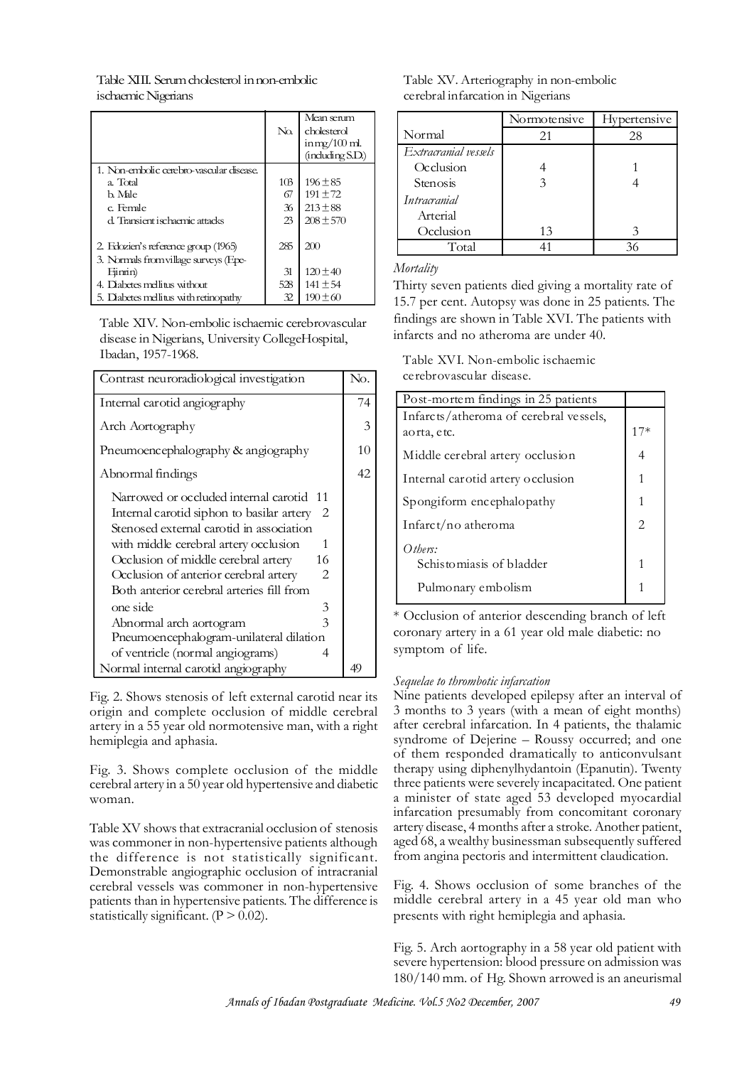Table XIII. Serum cholesterol in non-embolic ischaemic Nigerians

| | No. | Mean serum cholesterol in mg/100 ml. (including S.D.) |
|---|---|---|
| 1. Non-embolic cerebro-vascular disease. | | |
| a. Total | 103 | 196 ± 85 |
| b. Male | 67 | 191 ± 72 |
| c. Female | 36 | 213 ± 88 |
| d. Transient ischaemic attacks | 23 | 208 ± 570 |
| 2. Edozien's reference group (1965) | 285 | 200 |
| 3. Normals from village surveys (Epe-Ejinrin) | 31 | 120 ± 40 |
| 4. Diabetes mellitus without | 528 | 141 ± 54 |
| 5. Diabetes mellitus with retinopathy | 32 | 190 ± 60 |

Table XIV. Non-embolic ischaemic cerebrovascular disease in Nigerians, University CollegeHospital, Ibadan, 1957-1968.

| Contrast neuroradiological investigation | | No. |
|---|---|---|
| Internal carotid angiography | | 74 |
| Arch Aortography | | 3 |
| Pneumoencephalography & angiography | | 10 |
| Abnormal findings | | 42 |
| Narrowed or occluded internal carotid | 11 | |
| Internal carotid siphon to basilar artery | 2 | |
| Stenosed external carotid in association with middle cerebral artery occlusion | 1 | |
| Occlusion of middle cerebral artery | 16 | |
| Occlusion of anterior cerebral artery | 2 | |
| Both anterior cerebral arteries fill from one side | 3 | |
| Abnormal arch aortogram | 3 | |
| Pneumoencephalogram-unilateral dilation of ventricle (normal angiograms) | 4 | |
| Normal internal carotid angiography | | 49 |

Fig. 2. Shows stenosis of left external carotid near its origin and complete occlusion of middle cerebral artery in a 55 year old normotensive man, with a right hemiplegia and aphasia.

Fig. 3. Shows complete occlusion of the middle cerebral artery in a 50 year old hypertensive and diabetic woman.

Table XV shows that extracranial occlusion of stenosis was commoner in non-hypertensive patients although the difference is not statistically significant. Demonstrable angiographic occlusion of intracranial cerebral vessels was commoner in non-hypertensive patients than in hypertensive patients. The difference is statistically significant. ($P > 0.02$).

Table XV. Arteriography in non-embolic cerebral infarcation in Nigerians

| | Normotensive | Hypertensive |
|---|---|---|
| Normal | 21 | 28 |
| *Extracranial vessels* | | |
| Occlusion | 4 | 1 |
| Stenosis | 3 | 4 |
| *Intracranial* | | |
| Arterial | | |
| Occlusion | 13 | 3 |
| Total | 41 | 36 |

*Mortality*

Thirty seven patients died giving a mortality rate of 15.7 per cent. Autopsy was done in 25 patients. The findings are shown in Table XVI. The patients with infarcts and no atheroma are under 40.

Table XVI. Non-embolic ischaemic cerebrovascular disease.

| Post-mortem findings in 25 patients | |
|---|---|
| Infarcts/atheroma of cerebral vessels, aorta, etc. | 17* |
| Middle cerebral artery occlusion | 4 |
| Internal carotid artery occlusion | 1 |
| Spongiform encephalopathy | 1 |
| Infarct/no atheroma | 2 |
| *Others:* | |
| Schistomiasis of bladder | 1 |
| Pulmonary embolism | 1 |

\* Occlusion of anterior descending branch of left coronary artery in a 61 year old male diabetic: no symptom of life.

*Sequelae to thrombotic infarcation*

Nine patients developed epilepsy after an interval of 3 months to 3 years (with a mean of eight months) after cerebral infarcation. In 4 patients, the thalamic syndrome of Dejerine – Roussy occurred; and one of them responded dramatically to anticonvulsant therapy using diphenylhydantoin (Epanutin). Twenty three patients were severely incapacitated. One patient a minister of state aged 53 developed myocardial infarcation presumably from concomitant coronary artery disease, 4 months after a stroke. Another patient, aged 68, a wealthy businessman subsequently suffered from angina pectoris and intermittent claudication.

Fig. 4. Shows occlusion of some branches of the middle cerebral artery in a 45 year old man who presents with right hemiplegia and aphasia.

Fig. 5. Arch aortography in a 58 year old patient with severe hypertension: blood pressure on admission was 180/140 mm. of Hg. Shown arrowed is an aneurismal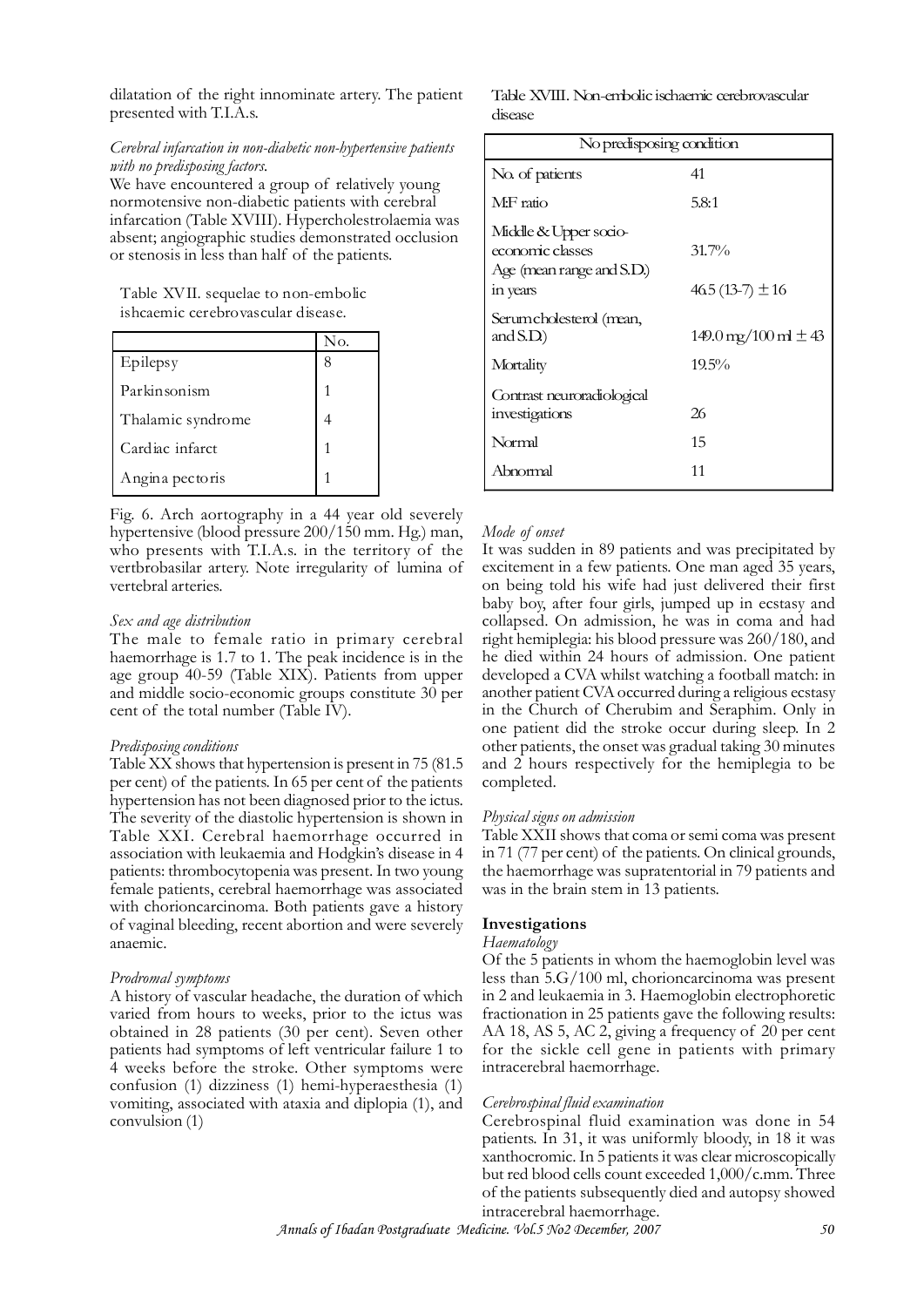dilatation of the right innominate artery. The patient presented with T.I.A.s.

*Cerebral infarction in non-diabetic non-hypertensive patients with no predisposing factors.*

We have encountered a group of relatively young normotensive non-diabetic patients with cerebral infarction (Table XVIII). Hypercholestrolaemia was absent; angiographic studies demonstrated occlusion or stenosis in less than half of the patients.

Table XVII. sequelae to non-embolic ishcaemic cerebrovascular disease.

| | No. |
|---|---|
| Epilepsy | 8 |
| Parkinsonism | 1 |
| Thalamic syndrome | 4 |
| Cardiac infarct | 1 |
| Angina pectoris | 1 |

Fig. 6. Arch aortography in a 44 year old severely hypertensive (blood pressure 200/150 mm. Hg.) man, who presents with T.I.A.s. in the territory of the vertbrobasilar artery. Note irregularity of lumina of vertebral arteries.

*Sex and age distribution*

The male to female ratio in primary cerebral haemorrhage is 1.7 to 1. The peak incidence is in the age group 40-59 (Table XIX). Patients from upper and middle socio-economic groups constitute 30 per cent of the total number (Table IV).

*Predisposing conditions*

Table XX shows that hypertension is present in 75 (81.5 per cent) of the patients. In 65 per cent of the patients hypertension has not been diagnosed prior to the ictus. The severity of the diastolic hypertension is shown in Table XXI. Cerebral haemorrhage occurred in association with leukaemia and Hodgkin's disease in 4 patients: thrombocytopenia was present. In two young female patients, cerebral haemorrhage was associated with chorioncarcinoma. Both patients gave a history of vaginal bleeding, recent abortion and were severely anaemic.

*Prodromal symptoms*

A history of vascular headache, the duration of which varied from hours to weeks, prior to the ictus was obtained in 28 patients (30 per cent). Seven other patients had symptoms of left ventricular failure 1 to 4 weeks before the stroke. Other symptoms were confusion (1) dizziness (1) hemi-hyperaesthesia (1) vomiting, associated with ataxia and diplopia (1), and convulsion (1)

Table XVIII. Non-embolic ischaemic cerebrovascular disease

| No predisposing condition | |
|---|---|
| No. of patients | 41 |
| M:F ratio | 5.8:1 |
| Middle & Upper socio-economic classes | 31.7% |
| Age (mean range and S.D.) in years | 46.5 (13-7) ± 16 |
| Serum cholesterol (mean, and S.D.) | 149.0 mg/100 ml ± 43 |
| Mortality | 19.5% |
| Contrast neuroradiological investigations | 26 |
| Normal | 15 |
| Abnormal | 11 |

*Mode of onset*

It was sudden in 89 patients and was precipitated by excitement in a few patients. One man aged 35 years, on being told his wife had just delivered their first baby boy, after four girls, jumped up in ecstasy and collapsed. On admission, he was in coma and had right hemiplegia: his blood pressure was 260/180, and he died within 24 hours of admission. One patient developed a CVA whilst watching a football match: in another patient CVA occurred during a religious ecstasy in the Church of Cherubim and Seraphim. Only in one patient did the stroke occur during sleep. In 2 other patients, the onset was gradual taking 30 minutes and 2 hours respectively for the hemiplegia to be completed.

*Physical signs on admission*

Table XXII shows that coma or semi coma was present in 71 (77 per cent) of the patients. On clinical grounds, the haemorrhage was supratentorial in 79 patients and was in the brain stem in 13 patients.

## Investigations

*Haematology*

Of the 5 patients in whom the haemoglobin level was less than 5.G/100 ml, chorioncarcinoma was present in 2 and leukaemia in 3. Haemoglobin electrophoretic fractionation in 25 patients gave the following results: AA 18, AS 5, AC 2, giving a frequency of 20 per cent for the sickle cell gene in patients with primary intracerebral haemorrhage.

*Cerebrospinal fluid examination*

Cerebrospinal fluid examination was done in 54 patients. In 31, it was uniformly bloody, in 18 it was xanthocromic. In 5 patients it was clear microscopically but red blood cells count exceeded 1,000/c.mm. Three of the patients subsequently died and autopsy showed intracerebral haemorrhage.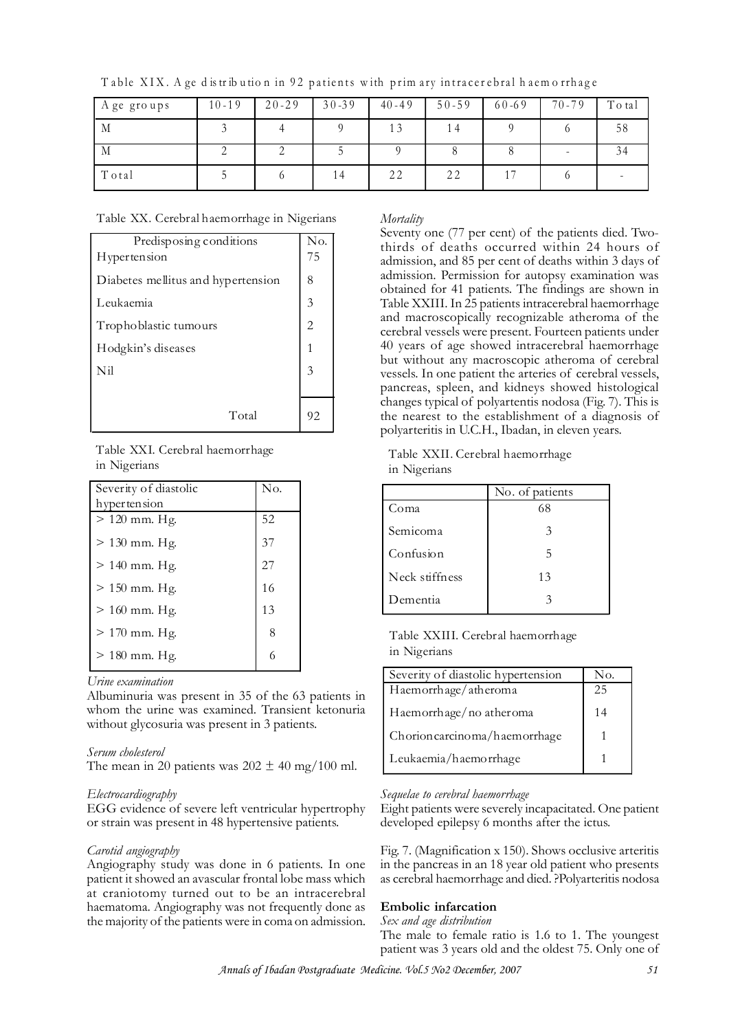Table XIX. Age distribution in 92 patients with primary intracerebral haemorrhage

| Age groups | 10-19 | 20-29 | 30-39 | 40-49 | 50-59 | 60-69 | 70-79 | Total |
|---|---|---|---|---|---|---|---|---|
| M | 3 | 4 | 9 | 13 | 14 | 9 | 6 | 58 |
| M | 2 | 2 | 5 | 9 | 8 | 8 | - | 34 |
| Total | 5 | 6 | 14 | 22 | 22 | 17 | 6 | - |

Table XX. Cerebral haemorrhage in Nigerians

| Predisposing conditions | No. |
|---|---|
| Hypertension | 75 |
| Diabetes mellitus and hypertension | 8 |
| Leukaemia | 3 |
| Trophoblastic tumours | 2 |
| Hodgkin's diseases | 1 |
| Nil | 3 |
| Total | 92 |

Table XXI. Cerebral haemorrhage in Nigerians

| Severity of diastolic hypertension | No. |
|---|---|
| > 120 mm. Hg. | 52 |
| > 130 mm. Hg. | 37 |
| > 140 mm. Hg. | 27 |
| > 150 mm. Hg. | 16 |
| > 160 mm. Hg. | 13 |
| > 170 mm. Hg. | 8 |
| > 180 mm. Hg. | 6 |

*Urine examination*

Albuminuria was present in 35 of the 63 patients in whom the urine was examined. Transient ketonuria without glycosuria was present in 3 patients.

*Serum cholesterol*

The mean in 20 patients was 202 ± 40 mg/100 ml.

*Electrocardiography*

EGG evidence of severe left ventricular hypertrophy or strain was present in 48 hypertensive patients.

*Carotid angiography*

Angiography study was done in 6 patients. In one patient it showed an avascular frontal lobe mass which at craniotomy turned out to be an intracerebral haematoma. Angiography was not frequently done as the majority of the patients were in coma on admission.

*Mortality*

Seventy one (77 per cent) of the patients died. Two-thirds of deaths occurred within 24 hours of admission, and 85 per cent of deaths within 3 days of admission. Permission for autopsy examination was obtained for 41 patients. The findings are shown in Table XXIII. In 25 patients intracerebral haemorrhage and macroscopically recognizable atheroma of the cerebral vessels were present. Fourteen patients under 40 years of age showed intracerebral haemorrhage but without any macroscopic atheroma of cerebral vessels. In one patient the arteries of cerebral vessels, pancreas, spleen, and kidneys showed histological changes typical of polyartentis nodosa (Fig. 7). This is the nearest to the establishment of a diagnosis of polyarteritis in U.C.H., Ibadan, in eleven years.

Table XXII. Cerebral haemorrhage in Nigerians

| | No. of patients |
|---|---|
| Coma | 68 |
| Semicoma | 3 |
| Confusion | 5 |
| Neck stiffness | 13 |
| Dementia | 3 |

Table XXIII. Cerebral haemorrhage in Nigerians

| Severity of diastolic hypertension | No. |
|---|---|
| Haemorrhage/atheroma | 25 |
| Haemorrhage/no atheroma | 14 |
| Chorioncarcinoma/haemorrhage | 1 |
| Leukaemia/haemorrhage | 1 |

*Sequelae to cerebral haemorrhage*

Eight patients were severely incapacitated. One patient developed epilepsy 6 months after the ictus.

Fig. 7. (Magnification x 150). Shows occlusive arteritis in the pancreas in an 18 year old patient who presents as cerebral haemorrhage and died. ?Polyarteritis nodosa

## Embolic infarcation

*Sex and age distribution*

The male to female ratio is 1.6 to 1. The youngest patient was 3 years old and the oldest 75. Only one of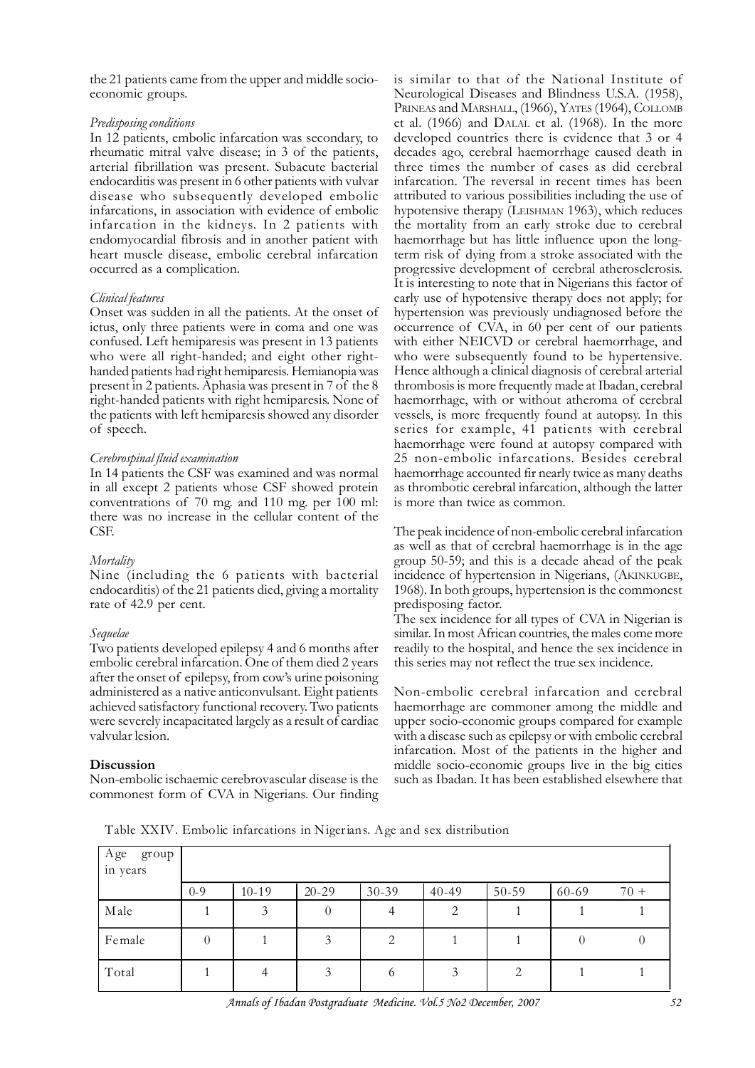the 21 patients came from the upper and middle socio-economic groups.

*Predisposing conditions*

In 12 patients, embolic infarcation was secondary, to rheumatic mitral valve disease; in 3 of the patients, arterial fibrillation was present. Subacute bacterial endocarditis was present in 6 other patients with vulvar disease who subsequently developed embolic infarcations, in association with evidence of embolic infarcation in the kidneys. In 2 patients with endomyocardial fibrosis and in another patient with heart muscle disease, embolic cerebral infarcation occurred as a complication.

*Clinical features*

Onset was sudden in all the patients. At the onset of ictus, only three patients were in coma and one was confused. Left hemiparesis was present in 13 patients who were all right-handed; and eight other right-handed patients had right hemiparesis. Hemianopia was present in 2 patients. Aphasia was present in 7 of the 8 right-handed patients with right hemiparesis. None of the patients with left hemiparesis showed any disorder of speech.

*Cerebrospinal fluid examination*

In 14 patients the CSF was examined and was normal in all except 2 patients whose CSF showed protein conventrations of 70 mg. and 110 mg. per 100 ml: there was no increase in the cellular content of the CSF.

*Mortality*

Nine (including the 6 patients with bacterial endocarditis) of the 21 patients died, giving a mortality rate of 42.9 per cent.

*Sequelae*

Two patients developed epilepsy 4 and 6 months after embolic cerebral infarcation. One of them died 2 years after the onset of epilepsy, from cow's urine poisoning administered as a native anticonvulsant. Eight patients achieved satisfactory functional recovery. Two patients were severely incapacitated largely as a result of cardiac valvular lesion.

**Discussion**

Non-embolic ischaemic cerebrovascular disease is the commonest form of CVA in Nigerians. Our finding is similar to that of the National Institute of Neurological Diseases and Blindness U.S.A. (1958), Prineas and Marshall, (1966), Yates (1964), Collomb et al. (1966) and Dalal et al. (1968). In the more developed countries there is evidence that 3 or 4 decades ago, cerebral haemorrhage caused death in three times the number of cases as did cerebral infarcation. The reversal in recent times has been attributed to various possibilities including the use of hypotensive therapy (Leishman 1963), which reduces the mortality from an early stroke due to cerebral haemorrhage but has little influence upon the long-term risk of dying from a stroke associated with the progressive development of cerebral atherosclerosis. It is interesting to note that in Nigerians this factor of early use of hypotensive therapy does not apply; for hypertension was previously undiagnosed before the occurrence of CVA, in 60 per cent of our patients with either NEICVD or cerebral haemorrhage, and who were subsequently found to be hypertensive. Hence although a clinical diagnosis of cerebral arterial thrombosis is more frequently made at Ibadan, cerebral haemorrhage, with or without atheroma of cerebral vessels, is more frequently found at autopsy. In this series for example, 41 patients with cerebral haemorrhage were found at autopsy compared with 25 non-embolic infarcations. Besides cerebral haemorrhage accounted fir nearly twice as many deaths as thrombotic cerebral infarcation, although the latter is more than twice as common.

The peak incidence of non-embolic cerebral infarcation as well as that of cerebral haemorrhage is in the age group 50-59; and this is a decade ahead of the peak incidence of hypertension in Nigerians, (Akinkugbe, 1968). In both groups, hypertension is the commonest predisposing factor.

The sex incidence for all types of CVA in Nigerian is similar. In most African countries, the males come more readily to the hospital, and hence the sex incidence in this series may not reflect the true sex incidence.

Non-embolic cerebral infarcation and cerebral haemorrhage are commoner among the middle and upper socio-economic groups compared for example with a disease such as epilepsy or with embolic cerebral infarcation. Most of the patients in the higher and middle socio-economic groups live in the big cities such as Ibadan. It has been established elsewhere that

Table XXIV. Embolic infarcations in Nigerians. Age and sex distribution

| Age group in years | 0-9 | 10-19 | 20-29 | 30-39 | 40-49 | 50-59 | 60-69 | 70 + |
|---|---|---|---|---|---|---|---|---|
| Male | 1 | 3 | 0 | 4 | 2 | 1 | 1 | 1 |
| Female | 0 | 1 | 3 | 2 | 1 | 1 | 0 | 0 |
| Total | 1 | 4 | 3 | 6 | 3 | 2 | 1 | 1 |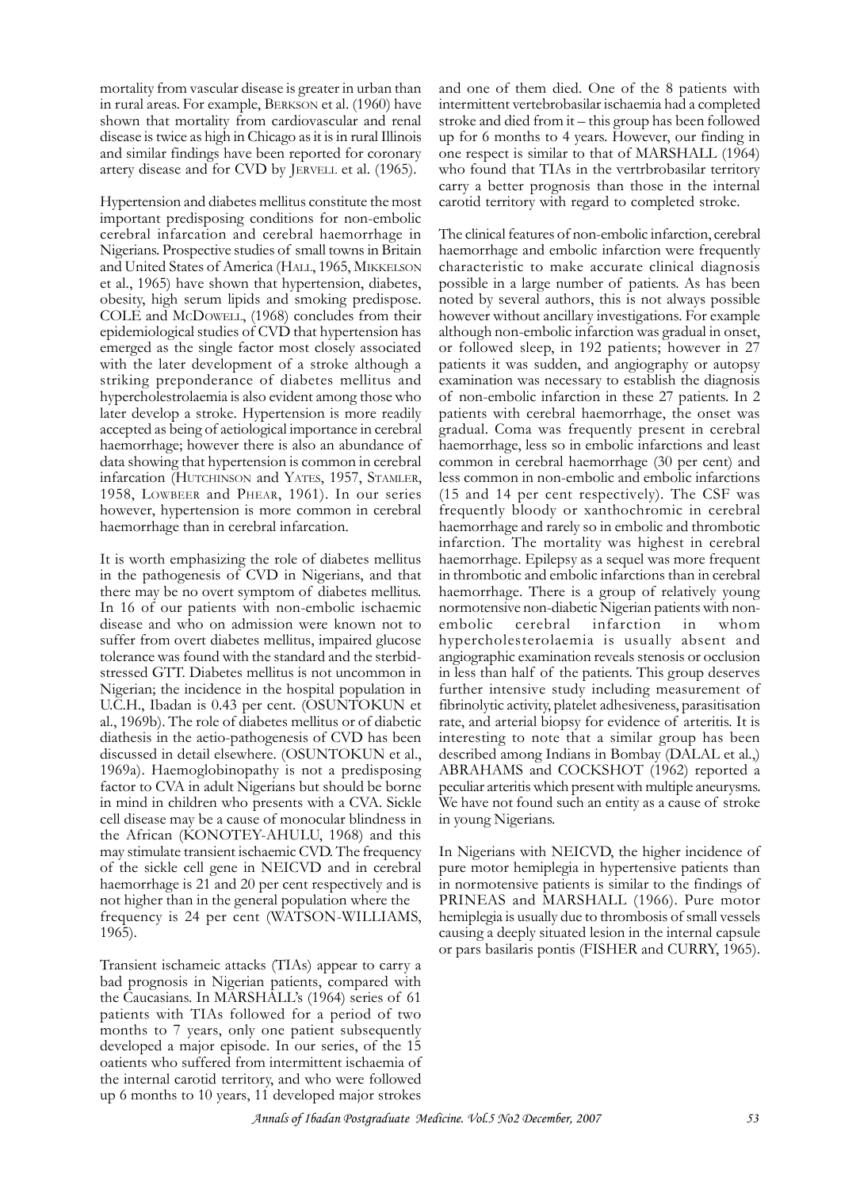mortality from vascular disease is greater in urban than in rural areas. For example, Berkson et al. (1960) have shown that mortality from cardiovascular and renal disease is twice as high in Chicago as it is in rural Illinois and similar findings have been reported for coronary artery disease and for CVD by Jervell et al. (1965).

Hypertension and diabetes mellitus constitute the most important predisposing conditions for non-embolic cerebral infarcation and cerebral haemorrhage in Nigerians. Prospective studies of small towns in Britain and United States of America (Hall, 1965, Mikkelson et al., 1965) have shown that hypertension, diabetes, obesity, high serum lipids and smoking predispose. COLE and McDowell, (1968) concludes from their epidemiological studies of CVD that hypertension has emerged as the single factor most closely associated with the later development of a stroke although a striking preponderance of diabetes mellitus and hypercholestrolaemia is also evident among those who later develop a stroke. Hypertension is more readily accepted as being of aetiological importance in cerebral haemorrhage; however there is also an abundance of data showing that hypertension is common in cerebral infarction (Hutchinson and Yates, 1957, Stamler, 1958, Lowbeer and Phear, 1961). In our series however, hypertension is more common in cerebral haemorrhage than in cerebral infarction.

It is worth emphasizing the role of diabetes mellitus in the pathogenesis of CVD in Nigerians, and that there may be no overt symptom of diabetes mellitus. In 16 of our patients with non-embolic ischaemic disease and who on admission were known not to suffer from overt diabetes mellitus, impaired glucose tolerance was found with the standard and the sterbid-stressed GTT. Diabetes mellitus is not uncommon in Nigerian; the incidence in the hospital population in U.C.H., Ibadan is 0.43 per cent. (OSUNTOKUN et al., 1969b). The role of diabetes mellitus or of diabetic diathesis in the aetio-pathogenesis of CVD has been discussed in detail elsewhere. (OSUNTOKUN et al., 1969a). Haemoglobinopathy is not a predisposing factor to CVA in adult Nigerians but should be borne in mind in children who presents with a CVA. Sickle cell disease may be a cause of monocular blindness in the African (KONOTEY-AHULU, 1968) and this may stimulate transient ischaemic CVD. The frequency of the sickle cell gene in NEICVD and in cerebral haemorrhage is 21 and 20 per cent respectively and is not higher than in the general population where the frequency is 24 per cent (WATSON-WILLIAMS, 1965).

Transient ischameic attacks (TIAs) appear to carry a bad prognosis in Nigerian patients, compared with the Caucasians. In MARSHALL's (1964) series of 61 patients with TIAs followed for a period of two months to 7 years, only one patient subsequently developed a major episode. In our series, of the 15 oatients who suffered from intermittent ischaemia of the internal carotid territory, and who were followed up 6 months to 10 years, 11 developed major strokes and one of them died. One of the 8 patients with intermittent vertebrobasilar ischaemia had a completed stroke and died from it – this group has been followed up for 6 months to 4 years. However, our finding in one respect is similar to that of MARSHALL (1964) who found that TIAs in the vertrbrobasilar territory carry a better prognosis than those in the internal carotid territory with regard to completed stroke.

The clinical features of non-embolic infarction, cerebral haemorrhage and embolic infarction were frequently characteristic to make accurate clinical diagnosis possible in a large number of patients. As has been noted by several authors, this is not always possible however without ancillary investigations. For example although non-embolic infarction was gradual in onset, or followed sleep, in 192 patients; however in 27 patients it was sudden, and angiography or autopsy examination was necessary to establish the diagnosis of non-embolic infarction in these 27 patients. In 2 patients with cerebral haemorrhage, the onset was gradual. Coma was frequently present in cerebral haemorrhage, less so in embolic infarctions and least common in cerebral haemorrhage (30 per cent) and less common in non-embolic and embolic infarctions (15 and 14 per cent respectively). The CSF was frequently bloody or xanthochromic in cerebral haemorrhage and rarely so in embolic and thrombotic infarction. The mortality was highest in cerebral haemorrhage. Epilepsy as a sequel was more frequent in thrombotic and embolic infarctions than in cerebral haemorrhage. There is a group of relatively young normotensive non-diabetic Nigerian patients with non-embolic cerebral infarction in whom hypercholesterolaemia is usually absent and angiographic examination reveals stenosis or occlusion in less than half of the patients. This group deserves further intensive study including measurement of fibrinolytic activity, platelet adhesiveness, parasitisation rate, and arterial biopsy for evidence of arteritis. It is interesting to note that a similar group has been described among Indians in Bombay (DALAL et al.,) ABRAHAMS and COCKSHOT (1962) reported a peculiar arteritis which present with multiple aneurysms. We have not found such an entity as a cause of stroke in young Nigerians.

In Nigerians with NEICVD, the higher incidence of pure motor hemiplegia in hypertensive patients than in normotensive patients is similar to the findings of PRINEAS and MARSHALL (1966). Pure motor hemiplegia is usually due to thrombosis of small vessels causing a deeply situated lesion in the internal capsule or pars basilaris pontis (FISHER and CURRY, 1965).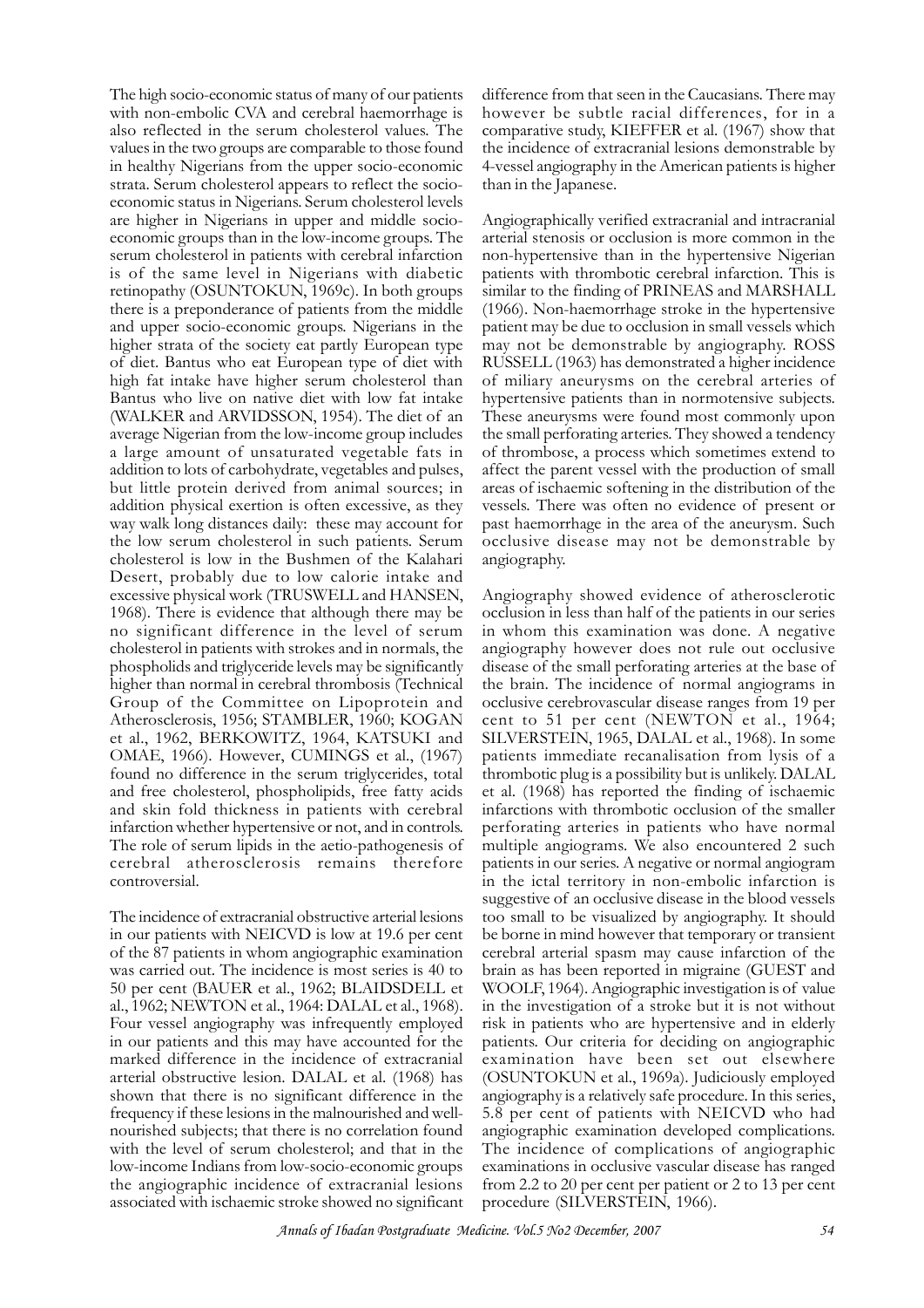The high socio-economic status of many of our patients with non-embolic CVA and cerebral haemorrhage is also reflected in the serum cholesterol values. The values in the two groups are comparable to those found in healthy Nigerians from the upper socio-economic strata. Serum cholesterol appears to reflect the socio-economic status in Nigerians. Serum cholesterol levels are higher in Nigerians in upper and middle socio-economic groups than in the low-income groups. The serum cholesterol in patients with cerebral infarction is of the same level in Nigerians with diabetic retinopathy (OSUNTOKUN, 1969c). In both groups there is a preponderance of patients from the middle and upper socio-economic groups. Nigerians in the higher strata of the society eat partly European type of diet. Bantus who eat European type of diet with high fat intake have higher serum cholesterol than Bantus who live on native diet with low fat intake (WALKER and ARVIDSSON, 1954). The diet of an average Nigerian from the low-income group includes a large amount of unsaturated vegetable fats in addition to lots of carbohydrate, vegetables and pulses, but little protein derived from animal sources; in addition physical exertion is often excessive, as they way walk long distances daily: these may account for the low serum cholesterol in such patients. Serum cholesterol is low in the Bushmen of the Kalahari Desert, probably due to low calorie intake and excessive physical work (TRUSWELL and HANSEN, 1968). There is evidence that although there may be no significant difference in the level of serum cholesterol in patients with strokes and in normals, the phospholids and triglyceride levels may be significantly higher than normal in cerebral thrombosis (Technical Group of the Committee on Lipoprotein and Atherosclerosis, 1956; STAMBLER, 1960; KOGAN et al., 1962, BERKOWITZ, 1964, KATSUKI and OMAE, 1966). However, CUMINGS et al., (1967) found no difference in the serum triglycerides, total and free cholesterol, phospholipids, free fatty acids and skin fold thickness in patients with cerebral infarction whether hypertensive or not, and in controls. The role of serum lipids in the aetio-pathogenesis of cerebral atherosclerosis remains therefore controversial.

The incidence of extracranial obstructive arterial lesions in our patients with NEICVD is low at 19.6 per cent of the 87 patients in whom angiographic examination was carried out. The incidence is most series is 40 to 50 per cent (BAUER et al., 1962; BLAIDSDELL et al., 1962; NEWTON et al., 1964: DALAL et al., 1968). Four vessel angiography was infrequently employed in our patients and this may have accounted for the marked difference in the incidence of extracranial arterial obstructive lesion. DALAL et al. (1968) has shown that there is no significant difference in the frequency if these lesions in the malnourished and well-nourished subjects; that there is no correlation found with the level of serum cholesterol; and that in the low-income Indians from low-socio-economic groups the angiographic incidence of extracranial lesions associated with ischaemic stroke showed no significant difference from that seen in the Caucasians. There may however be subtle racial differences, for in a comparative study, KIEFFER et al. (1967) show that the incidence of extracranial lesions demonstrable by 4-vessel angiography in the American patients is higher than in the Japanese.

Angiographically verified extracranial and intracranial arterial stenosis or occlusion is more common in the non-hypertensive than in the hypertensive Nigerian patients with thrombotic cerebral infarction. This is similar to the finding of PRINEAS and MARSHALL (1966). Non-haemorrhage stroke in the hypertensive patient may be due to occlusion in small vessels which may not be demonstrable by angiography. ROSS RUSSELL (1963) has demonstrated a higher incidence of miliary aneurysms on the cerebral arteries of hypertensive patients than in normotensive subjects. These aneurysms were found most commonly upon the small perforating arteries. They showed a tendency of thrombose, a process which sometimes extend to affect the parent vessel with the production of small areas of ischaemic softening in the distribution of the vessels. There was often no evidence of present or past haemorrhage in the area of the aneurysm. Such occlusive disease may not be demonstrable by angiography.

Angiography showed evidence of atherosclerotic occlusion in less than half of the patients in our series in whom this examination was done. A negative angiography however does not rule out occlusive disease of the small perforating arteries at the base of the brain. The incidence of normal angiograms in occlusive cerebrovascular disease ranges from 19 per cent to 51 per cent (NEWTON et al., 1964; SILVERSTEIN, 1965, DALAL et al., 1968). In some patients immediate recanalisation from lysis of a thrombotic plug is a possibility but is unlikely. DALAL et al. (1968) has reported the finding of ischaemic infarctions with thrombotic occlusion of the smaller perforating arteries in patients who have normal multiple angiograms. We also encountered 2 such patients in our series. A negative or normal angiogram in the ictal territory in non-embolic infarction is suggestive of an occlusive disease in the blood vessels too small to be visualized by angiography. It should be borne in mind however that temporary or transient cerebral arterial spasm may cause infarction of the brain as has been reported in migraine (GUEST and WOOLF, 1964). Angiographic investigation is of value in the investigation of a stroke but it is not without risk in patients who are hypertensive and in elderly patients. Our criteria for deciding on angiographic examination have been set out elsewhere (OSUNTOKUN et al., 1969a). Judiciously employed angiography is a relatively safe procedure. In this series, 5.8 per cent of patients with NEICVD who had angiographic examination developed complications. The incidence of complications of angiographic examinations in occlusive vascular disease has ranged from 2.2 to 20 per cent per patient or 2 to 13 per cent procedure (SILVERSTEIN, 1966).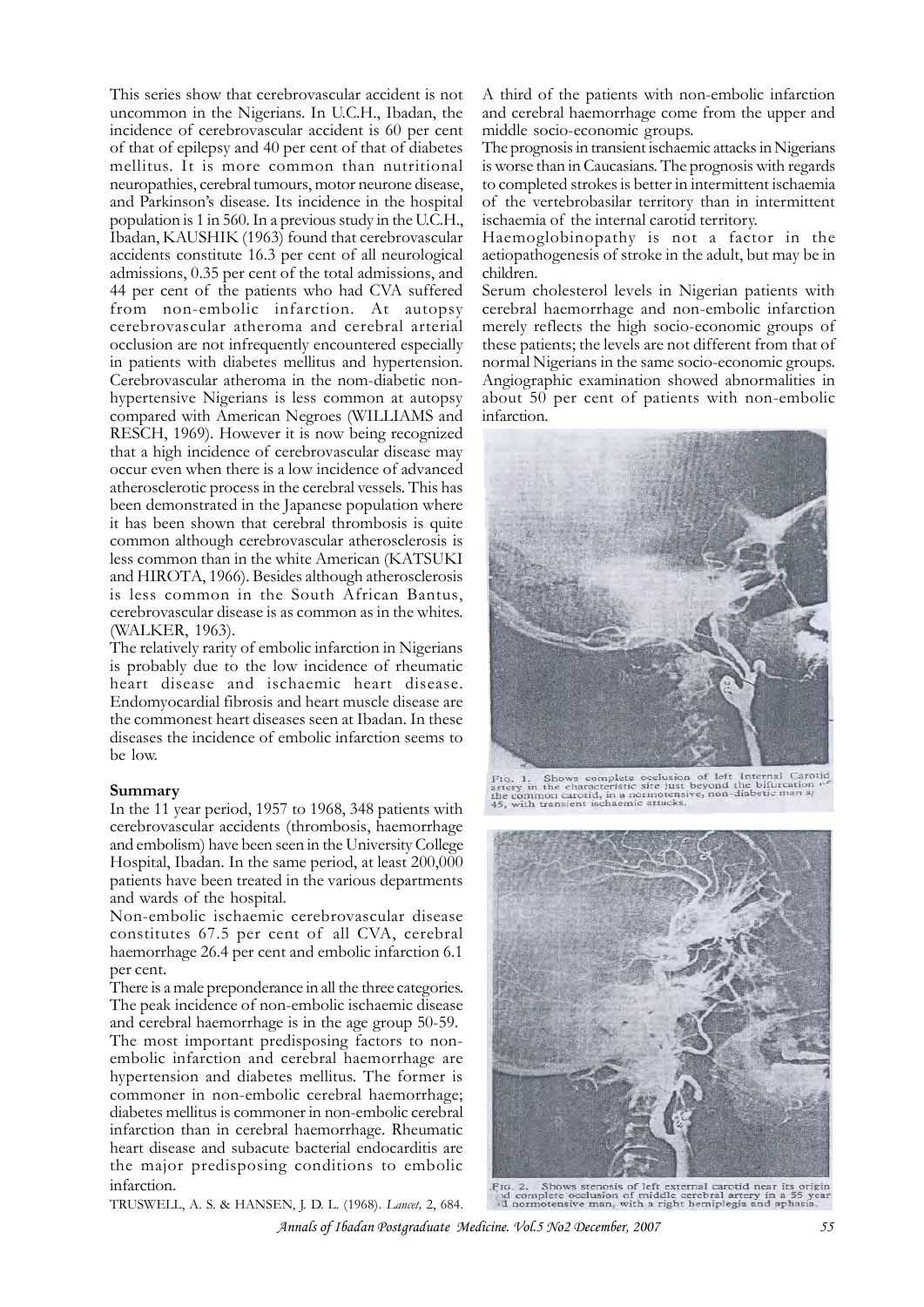This series show that cerebrovascular accident is not uncommon in the Nigerians. In U.C.H., Ibadan, the incidence of cerebrovascular accident is 60 per cent of that of epilepsy and 40 per cent of that of diabetes mellitus. It is more common than nutritional neuropathies, cerebral tumours, motor neurone disease, and Parkinson's disease. Its incidence in the hospital population is 1 in 560. In a previous study in the U.C.H., Ibadan, KAUSHIK (1963) found that cerebrovascular accidents constitute 16.3 per cent of all neurological admissions, 0.35 per cent of the total admissions, and 44 per cent of the patients who had CVA suffered from non-embolic infarction. At autopsy cerebrovascular atheroma and cerebral arterial occlusion are not infrequently encountered especially in patients with diabetes mellitus and hypertension. Cerebrovascular atheroma in the nom-diabetic non-hypertensive Nigerians is less common at autopsy compared with American Negroes (WILLIAMS and RESCH, 1969). However it is now being recognized that a high incidence of cerebrovascular disease may occur even when there is a low incidence of advanced atherosclerotic process in the cerebral vessels. This has been demonstrated in the Japanese population where it has been shown that cerebral thrombosis is quite common although cerebrovascular atherosclerosis is less common than in the white American (KATSUKI and HIROTA, 1966). Besides although atherosclerosis is less common in the South African Bantus, cerebrovascular disease is as common as in the whites. (WALKER, 1963).

The relatively rarity of embolic infarction in Nigerians is probably due to the low incidence of rheumatic heart disease and ischaemic heart disease. Endomyocardial fibrosis and heart muscle disease are the commonest heart diseases seen at Ibadan. In these diseases the incidence of embolic infarction seems to be low.

## Summary

In the 11 year period, 1957 to 1968, 348 patients with cerebrovascular accidents (thrombosis, haemorrhage and embolism) have been seen in the University College Hospital, Ibadan. In the same period, at least 200,000 patients have been treated in the various departments and wards of the hospital.

Non-embolic ischaemic cerebrovascular disease constitutes 67.5 per cent of all CVA, cerebral haemorrhage 26.4 per cent and embolic infarction 6.1 per cent.

There is a male preponderance in all the three categories. The peak incidence of non-embolic ischaemic disease and cerebral haemorrhage is in the age group 50-59.

The most important predisposing factors to non-embolic infarction and cerebral haemorrhage are hypertension and diabetes mellitus. The former is commoner in non-embolic cerebral haemorrhage; diabetes mellitus is commoner in non-embolic cerebral infarction than in cerebral haemorrhage. Rheumatic heart disease and subacute bacterial endocarditis are the major predisposing conditions to embolic infarction.

A third of the patients with non-embolic infarction and cerebral haemorrhage come from the upper and middle socio-economic groups.

The prognosis in transient ischaemic attacks in Nigerians is worse than in Caucasians. The prognosis with regards to completed strokes is better in intermittent ischaemia of the vertebrobasilar territory than in intermittent ischaemia of the internal carotid territory.

Haemoglobinopathy is not a factor in the aetiopathogenesis of stroke in the adult, but may be in children.

Serum cholesterol levels in Nigerian patients with cerebral haemorrhage and non-embolic infarction merely reflects the high socio-economic groups of these patients; the levels are not different from that of normal Nigerians in the same socio-economic groups. Angiographic examination showed abnormalities in about 50 per cent of patients with non-embolic infarction.

FIG. 1. Shows complete occlusion of left Internal Carotid artery in the characteristic site just beyond the bifurcation of the common carotid, in a normotensive, non-diabetic man of 45, with transient ischaemic attacks.

FIG. 2. Shows stenosis of left external carotid near its origin and complete occlusion of middle cerebral artery in a 55 year old normotensive man, with a right hemiplegia and aphasia.

TRUSWELL, A. S. & HANSEN, J. D. L. (1968). *Lancet,* 2, 684.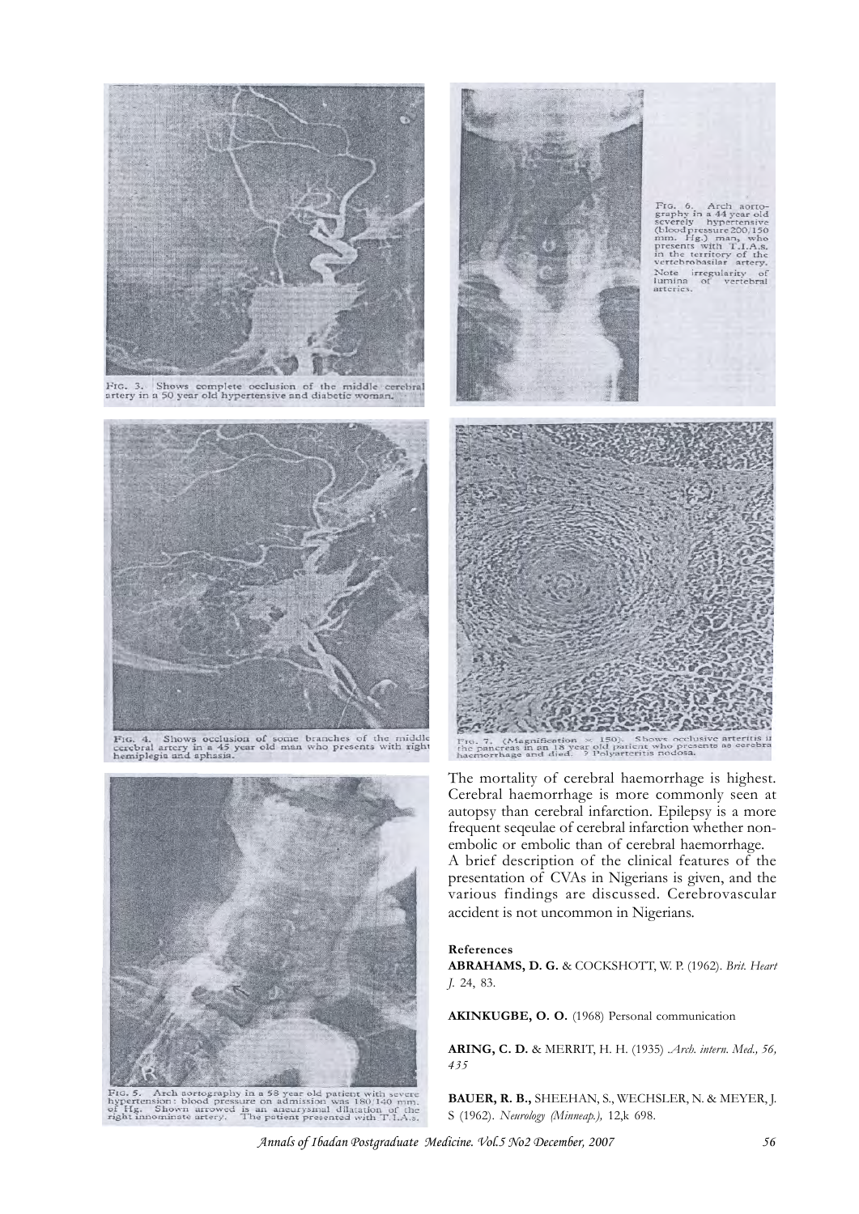FIG. 3. Shows complete occlusion of the middle cerebral artery in a 50 year old hypertensive and diabetic woman.

FIG. 6. Arch aortography in a 44 year old severely hypertensive (blood pressure 200/150 mm. Hg.) man, who presents with T.I.A.s. in the territory of the vertebrobasilar artery. Note irregularity of lumina of vertebral arteries.

FIG. 4. Shows occlusion of some branches of the middle cerebral artery in a 45 year old man who presents with right hemiplegia and aphasia.

FIG. 7. (Magnification × 150). Shows occlusive arteritis in the pancreas in an 18 year old patient who presents as cerebral haemorrhage and died. ? Polyarteritis nodosa.

FIG. 5. Arch aortography in a 58 year old patient with severe hypertension: blood pressure on admission was 180/140 mm. of Hg. Shown arrowed is an aneurysmal dilatation of the right innominate artery. The patient presented with T.I.A.s.

The mortality of cerebral haemorrhage is highest. Cerebral haemorrhage is more commonly seen at autopsy than cerebral infarction. Epilepsy is a more frequent seqeulae of cerebral infarction whether non-embolic or embolic than of cerebral haemorrhage.

A brief description of the clinical features of the presentation of CVAs in Nigerians is given, and the various findings are discussed. Cerebrovascular accident is not uncommon in Nigerians.

**References**

**ABRAHAMS, D. G.** & COCKSHOTT, W. P. (1962). *Brit. Heart J.* 24, 83.

**AKINKUGBE, O. O.** (1968) Personal communication

**ARING, C. D.** & MERRIT, H. H. (1935) *Arch. intern. Med., 56, 435*

**BAUER, R. B.,** SHEEHAN, S., WECHSLER, N. & MEYER, J. S (1962). *Neurology (Minneap.),* 12,k 698.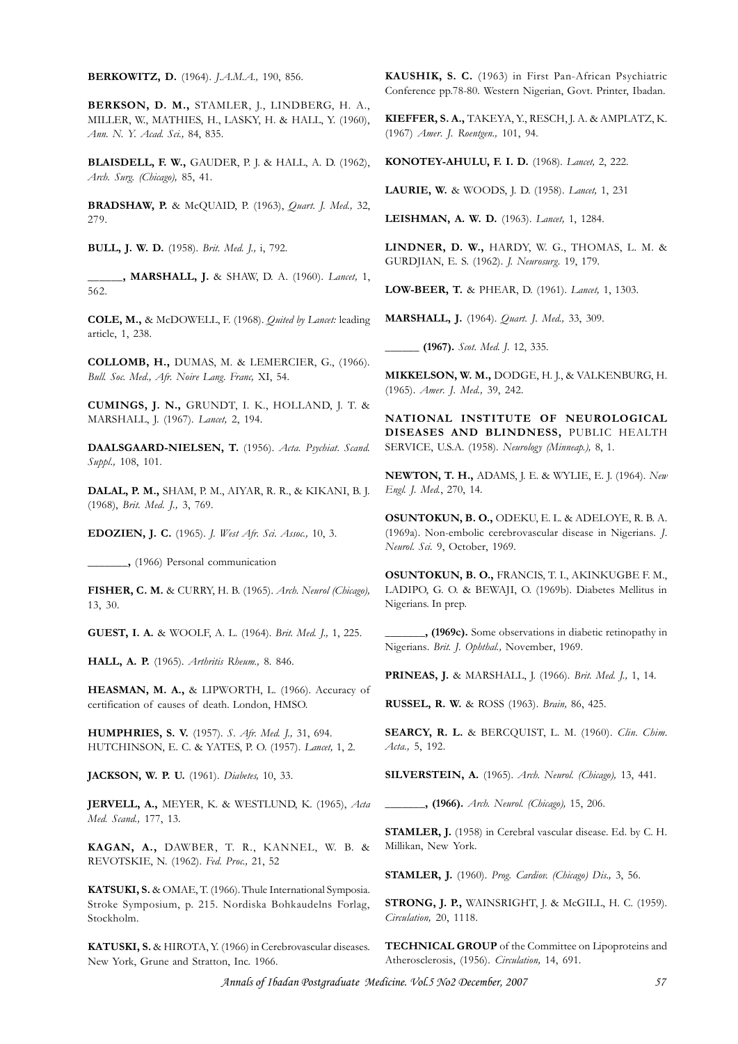**BERKOWITZ, D.** (1964). *J.A.M.A.,* 190, 856.

**BERKSON, D. M.,** STAMLER, J., LINDBERG, H. A., MILLER, W., MATHIES, H., LASKY, H. & HALL, Y. (1960), *Ann. N. Y. Acad. Sci.,* 84, 835.

**BLAISDELL, F. W.,** GAUDER, P. J. & HALL, A. D. (1962), *Arch. Surg. (Chicago),* 85, 41.

**BRADSHAW, P.** & McQUAID, P. (1963), *Quart. J. Med.,* 32, 279.

**BULL, J. W. D.** (1958). *Brit. Med. J.,* i, 792.

**\_\_\_\_\_\_, MARSHALL, J.** & SHAW, D. A. (1960). *Lancet,* 1, 562.

**COLE, M.,** & McDOWELL, F. (1968). *Quited by Lancet:* leading article, 1, 238.

**COLLOMB, H.,** DUMAS, M. & LEMERCIER, G., (1966). *Bull. Soc. Med., Afr. Noire Lang. Franc,* XI, 54.

**CUMINGS, J. N.,** GRUNDT, I. K., HOLLAND, J. T. & MARSHALL, J. (1967). *Lancet,* 2, 194.

**DAALSGAARD-NIELSEN, T.** (1956). *Acta. Psychiat. Scand. Suppl.,* 108, 101.

**DALAL, P. M.,** SHAM, P. M., AIYAR, R. R., & KIKANI, B. J. (1968), *Brit. Med. J.,* 3, 769.

**EDOZIEN, J. C.** (1965). *J. West Afr. Sci. Assoc.,* 10, 3.

**\_\_\_\_\_\_\_,** (1966) Personal communication

**FISHER, C. M.** & CURRY, H. B. (1965). *Arch. Neurol (Chicago),* 13, 30.

**GUEST, I. A.** & WOOLF, A. L. (1964). *Brit. Med. J.,* 1, 225.

**HALL, A. P.** (1965). *Arthritis Rheum.,* 8. 846.

**HEASMAN, M. A.,** & LIPWORTH, L. (1966). Accuracy of certification of causes of death. London, HMSO.

**HUMPHRIES, S. V.** (1957). *S. Afr. Med. J.,* 31, 694. HUTCHINSON, E. C. & YATES, P. O. (1957). *Lancet,* 1, 2.

**JACKSON, W. P. U.** (1961). *Diabetes,* 10, 33.

**JERVELL, A.,** MEYER, K. & WESTLUND, K. (1965), *Acta Med. Scand.,* 177, 13.

**KAGAN, A.,** DAWBER, T. R., KANNEL, W. B. & REVOTSKIE, N. (1962). *Fed. Proc.,* 21, 52

**KATSUKI, S.** & OMAE, T. (1966). Thule International Symposia. Stroke Symposium, p. 215. Nordiska Bohkaudelns Forlag, Stockholm.

**KATUSKI, S.** & HIROTA, Y. (1966) in Cerebrovascular diseases. New York, Grune and Stratton, Inc. 1966.

**KAUSHIK, S. C.** (1963) in First Pan-African Psychiatric Conference pp.78-80. Western Nigerian, Govt. Printer, Ibadan.

**KIEFFER, S. A.,** TAKEYA, Y., RESCH, J. A. & AMPLATZ, K. (1967) *Amer. J. Roentgen.,* 101, 94.

**KONOTEY-AHULU, F. I. D.** (1968). *Lancet,* 2, 222.

**LAURIE, W.** & WOODS, J. D. (1958). *Lancet,* 1, 231

**LEISHMAN, A. W. D.** (1963). *Lancet,* 1, 1284.

**LINDNER, D. W.,** HARDY, W. G., THOMAS, L. M. & GURDJIAN, E. S. (1962). *J. Neurosurg.* 19, 179.

**LOW-BEER, T.** & PHEAR, D. (1961). *Lancet,* 1, 1303.

**MARSHALL, J.** (1964). *Quart. J. Med.,* 33, 309.

**\_\_\_\_\_\_ (1967).** *Scot. Med. J.* 12, 335.

**MIKKELSON, W. M.,** DODGE, H. J., & VALKENBURG, H. (1965). *Amer. J. Med.,* 39, 242.

**NATIONAL INSTITUTE OF NEUROLOGICAL DISEASES AND BLINDNESS,** PUBLIC HEALTH SERVICE, U.S.A. (1958). *Neurology (Minneap.),* 8, 1.

**NEWTON, T. H.,** ADAMS, J. E. & WYLIE, E. J. (1964). *New Engl. J. Med.*, 270, 14.

**OSUNTOKUN, B. O.,** ODEKU, E. L. & ADELOYE, R. B. A. (1969a). Non-embolic cerebrovascular disease in Nigerians. *J. Neurol. Sci.* 9, October, 1969.

**OSUNTOKUN, B. O.,** FRANCIS, T. I., AKINKUGBE F. M., LADIPO, G. O. & BEWAJI, O. (1969b). Diabetes Mellitus in Nigerians. In prep.

**\_\_\_\_\_\_\_, (1969c).** Some observations in diabetic retinopathy in Nigerians. *Brit. J. Ophthal.,* November, 1969.

**PRINEAS, J.** & MARSHALL, J. (1966). *Brit. Med. J.,* 1, 14.

**RUSSEL, R. W.** & ROSS (1963). *Brain,* 86, 425.

**SEARCY, R. L.** & BERCQUIST, L. M. (1960). *Clin. Chim. Acta.,* 5, 192.

**SILVERSTEIN, A.** (1965). *Arch. Neurol. (Chicago),* 13, 441.

**\_\_\_\_\_\_\_, (1966).** *Arch. Neurol. (Chicago),* 15, 206.

**STAMLER, J.** (1958) in Cerebral vascular disease. Ed. by C. H. Millikan, New York.

**STAMLER, J.** (1960). *Prog. Cardiov. (Chicago) Dis.,* 3, 56.

**STRONG, J. P.,** WAINSRIGHT, J. & McGILL, H. C. (1959). *Circulation,* 20, 1118.

**TECHNICAL GROUP** of the Committee on Lipoproteins and Atherosclerosis, (1956). *Circulation,* 14, 691.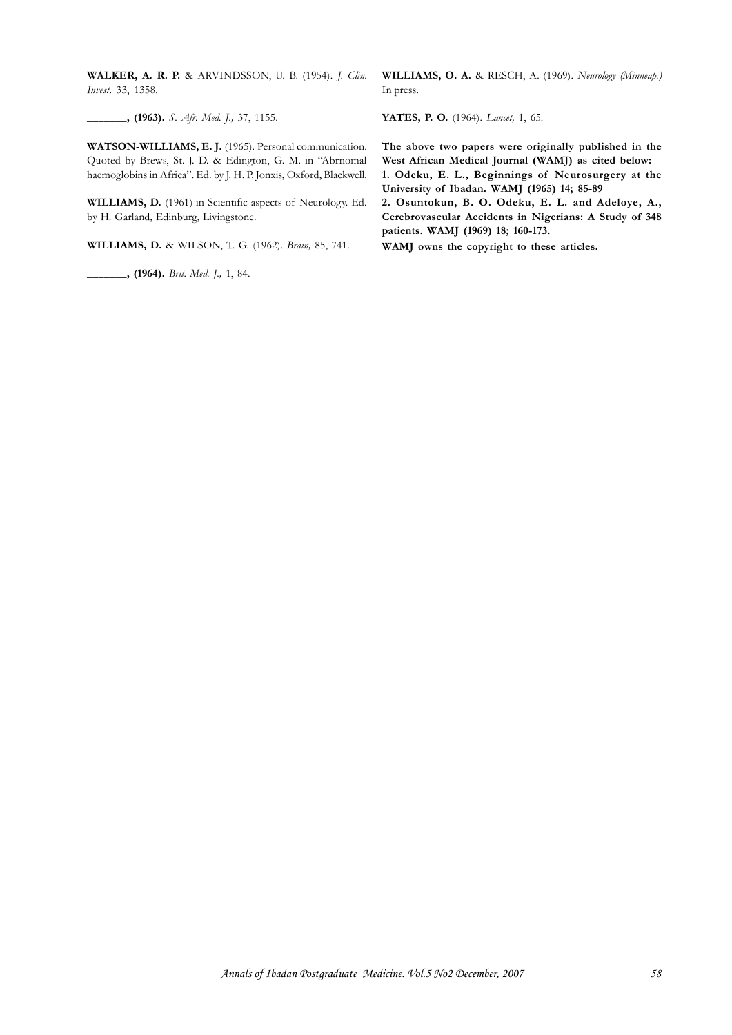**WALKER, A. R. P.** & ARVINDSSON, U. B. (1954). *J. Clin. Invest.* 33, 1358.

**_______, (1963).** *S. Afr. Med. J.,* 37, 1155.

**WATSON-WILLIAMS, E. J.** (1965). Personal communication. Quoted by Brews, St. J. D. & Edington, G. M. in "Abrnomal haemoglobins in Africa". Ed. by J. H. P. Jonxis, Oxford, Blackwell.

**WILLIAMS, D.** (1961) in Scientific aspects of Neurology. Ed. by H. Garland, Edinburg, Livingstone.

**WILLIAMS, D.** & WILSON, T. G. (1962). *Brain,* 85, 741.

**_______, (1964).** *Brit. Med. J.,* 1, 84.

**WILLIAMS, O. A.** & RESCH, A. (1969). *Neurology (Minneap.)* In press.

**YATES, P. O.** (1964). *Lancet,* 1, 65.

**The above two papers were originally published in the West African Medical Journal (WAMJ) as cited below:**

**1. Odeku, E. L., Beginnings of Neurosurgery at the University of Ibadan. WAMJ (1965) 14; 85-89**

**2. Osuntokun, B. O. Odeku, E. L. and Adeloye, A., Cerebrovascular Accidents in Nigerians: A Study of 348 patients. WAMJ (1969) 18; 160-173.**

**WAMJ owns the copyright to these articles.**